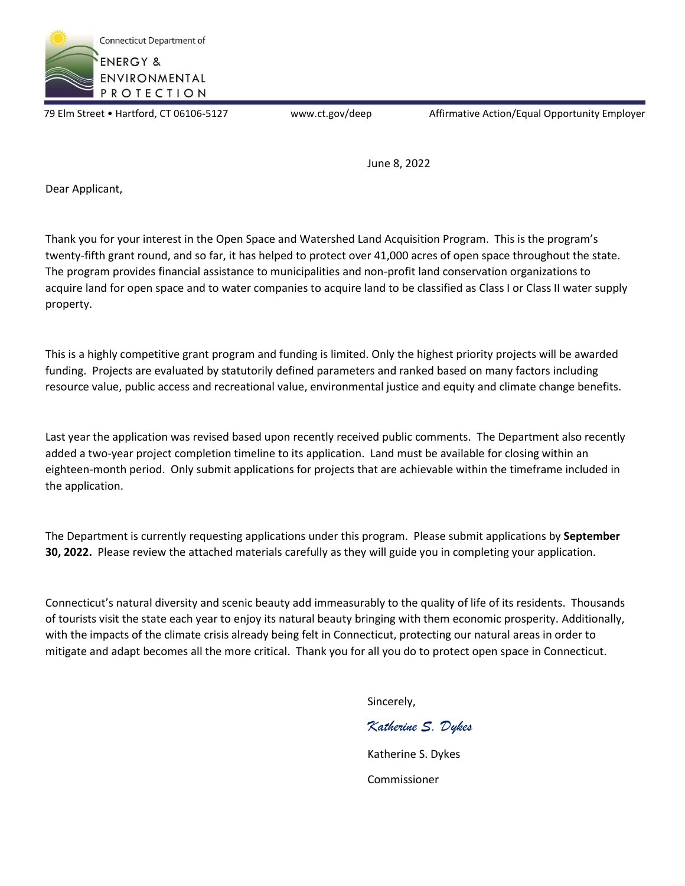Connecticut Department of

ENERGY & ENVIRONMENTAL PROTECTION

79 Elm Street • Hartford, CT 06106-5127 www.ct.gov/deep Affirmative Action/Equal Opportunity Employer

June 8, 2022

Dear Applicant,

Thank you for your interest in the Open Space and Watershed Land Acquisition Program. This is the program's twenty-fifth grant round, and so far, it has helped to protect over 41,000 acres of open space throughout the state. The program provides financial assistance to municipalities and non-profit land conservation organizations to acquire land for open space and to water companies to acquire land to be classified as Class I or Class II water supply property.

This is a highly competitive grant program and funding is limited. Only the highest priority projects will be awarded funding. Projects are evaluated by statutorily defined parameters and ranked based on many factors including resource value, public access and recreational value, environmental justice and equity and climate change benefits.

Last year the application was revised based upon recently received public comments. The Department also recently added a two-year project completion timeline to its application. Land must be available for closing within an eighteen-month period. Only submit applications for projects that are achievable within the timeframe included in the application.

The Department is currently requesting applications under this program. Please submit applications by **September 30, 2022.** Please review the attached materials carefully as they will guide you in completing your application.

Connecticut's natural diversity and scenic beauty add immeasurably to the quality of life of its residents. Thousands of tourists visit the state each year to enjoy its natural beauty bringing with them economic prosperity. Additionally, with the impacts of the climate crisis already being felt in Connecticut, protecting our natural areas in order to mitigate and adapt becomes all the more critical. Thank you for all you do to protect open space in Connecticut.

Sincerely,

*Katherine S. Dykes*

Katherine S. Dykes

Commissioner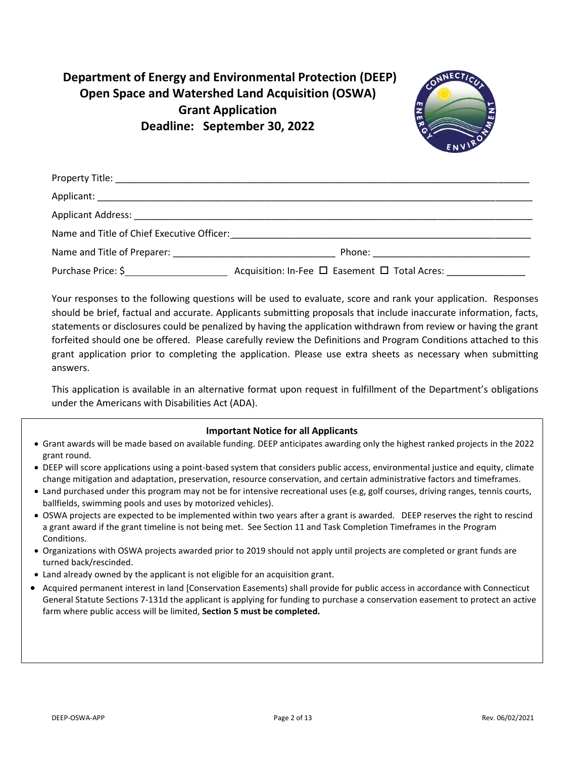# Department of Energy and Environmental Protection (DEEP)
# Open Space and Watershed Land Acquisition (OSWA)
# Grant Application
# Deadline: September 30, 2022

Property Title: ______________________________________________

Applicant: ______________________________________________

Applicant Address: ______________________________________________

Name and Title of Chief Executive Officer: ______________________________________________

Name and Title of Preparer: ______________________________ Phone: ______________________________

Purchase Price: $____________________ Acquisition: In-Fee ☐ Easement ☐ Total Acres: _______________

Your responses to the following questions will be used to evaluate, score and rank your application. Responses should be brief, factual and accurate. Applicants submitting proposals that include inaccurate information, facts, statements or disclosures could be penalized by having the application withdrawn from review or having the grant forfeited should one be offered. Please carefully review the Definitions and Program Conditions attached to this grant application prior to completing the application. Please use extra sheets as necessary when submitting answers.

This application is available in an alternative format upon request in fulfillment of the Department's obligations under the Americans with Disabilities Act (ADA).

**Important Notice for all Applicants**

- Grant awards will be made based on available funding. DEEP anticipates awarding only the highest ranked projects in the 2022 grant round.
- DEEP will score applications using a point-based system that considers public access, environmental justice and equity, climate change mitigation and adaptation, preservation, resource conservation, and certain administrative factors and timeframes.
- Land purchased under this program may not be for intensive recreational uses (e.g, golf courses, driving ranges, tennis courts, ballfields, swimming pools and uses by motorized vehicles).
- OSWA projects are expected to be implemented within two years after a grant is awarded. DEEP reserves the right to rescind a grant award if the grant timeline is not being met. See Section 11 and Task Completion Timeframes in the Program Conditions.
- Organizations with OSWA projects awarded prior to 2019 should not apply until projects are completed or grant funds are turned back/rescinded.
- Land already owned by the applicant is not eligible for an acquisition grant.
- Acquired permanent interest in land [Conservation Easements] shall provide for public access in accordance with Connecticut General Statute Sections 7-131d the applicant is applying for funding to purchase a conservation easement to protect an active farm where public access will be limited, **Section 5 must be completed.**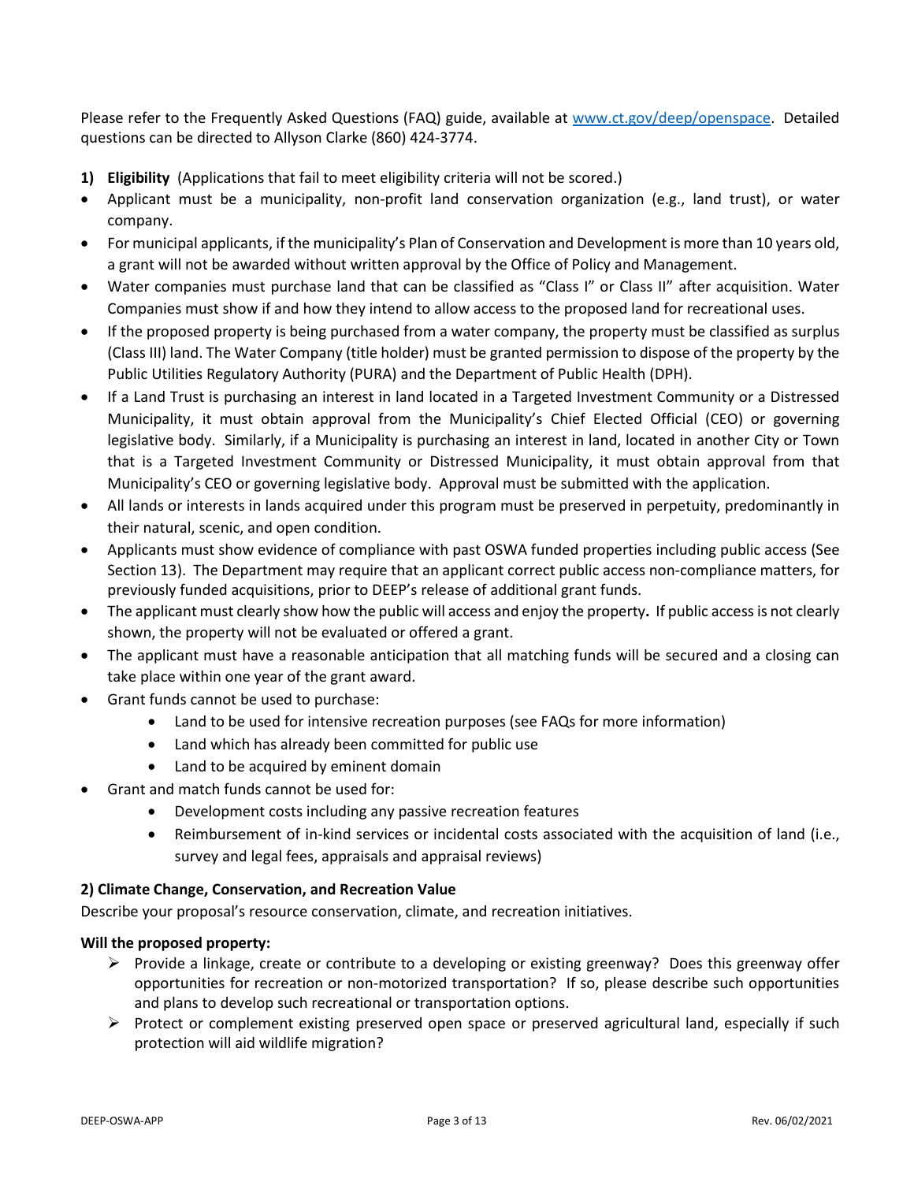Please refer to the Frequently Asked Questions (FAQ) guide, available at [www.ct.gov/deep/openspace](www.ct.gov/deep/openspace). Detailed questions can be directed to Allyson Clarke (860) 424-3774.

**1) Eligibility** (Applications that fail to meet eligibility criteria will not be scored.)

- Applicant must be a municipality, non-profit land conservation organization (e.g., land trust), or water company.
- For municipal applicants, if the municipality's Plan of Conservation and Development is more than 10 years old, a grant will not be awarded without written approval by the Office of Policy and Management.
- Water companies must purchase land that can be classified as "Class I" or Class II" after acquisition. Water Companies must show if and how they intend to allow access to the proposed land for recreational uses.
- If the proposed property is being purchased from a water company, the property must be classified as surplus (Class III) land. The Water Company (title holder) must be granted permission to dispose of the property by the Public Utilities Regulatory Authority (PURA) and the Department of Public Health (DPH).
- If a Land Trust is purchasing an interest in land located in a Targeted Investment Community or a Distressed Municipality, it must obtain approval from the Municipality's Chief Elected Official (CEO) or governing legislative body. Similarly, if a Municipality is purchasing an interest in land, located in another City or Town that is a Targeted Investment Community or Distressed Municipality, it must obtain approval from that Municipality's CEO or governing legislative body. Approval must be submitted with the application.
- All lands or interests in lands acquired under this program must be preserved in perpetuity, predominantly in their natural, scenic, and open condition.
- Applicants must show evidence of compliance with past OSWA funded properties including public access (See Section 13). The Department may require that an applicant correct public access non-compliance matters, for previously funded acquisitions, prior to DEEP's release of additional grant funds.
- The applicant must clearly show how the public will access and enjoy the property**.** If public access is not clearly shown, the property will not be evaluated or offered a grant.
- The applicant must have a reasonable anticipation that all matching funds will be secured and a closing can take place within one year of the grant award.
- Grant funds cannot be used to purchase:
  - Land to be used for intensive recreation purposes (see FAQs for more information)
  - Land which has already been committed for public use
  - Land to be acquired by eminent domain
- Grant and match funds cannot be used for:
  - Development costs including any passive recreation features
  - Reimbursement of in-kind services or incidental costs associated with the acquisition of land (i.e., survey and legal fees, appraisals and appraisal reviews)

**2) Climate Change, Conservation, and Recreation Value**

Describe your proposal's resource conservation, climate, and recreation initiatives.

**Will the proposed property:**

- Provide a linkage, create or contribute to a developing or existing greenway? Does this greenway offer opportunities for recreation or non-motorized transportation? If so, please describe such opportunities and plans to develop such recreational or transportation options.
- Protect or complement existing preserved open space or preserved agricultural land, especially if such protection will aid wildlife migration?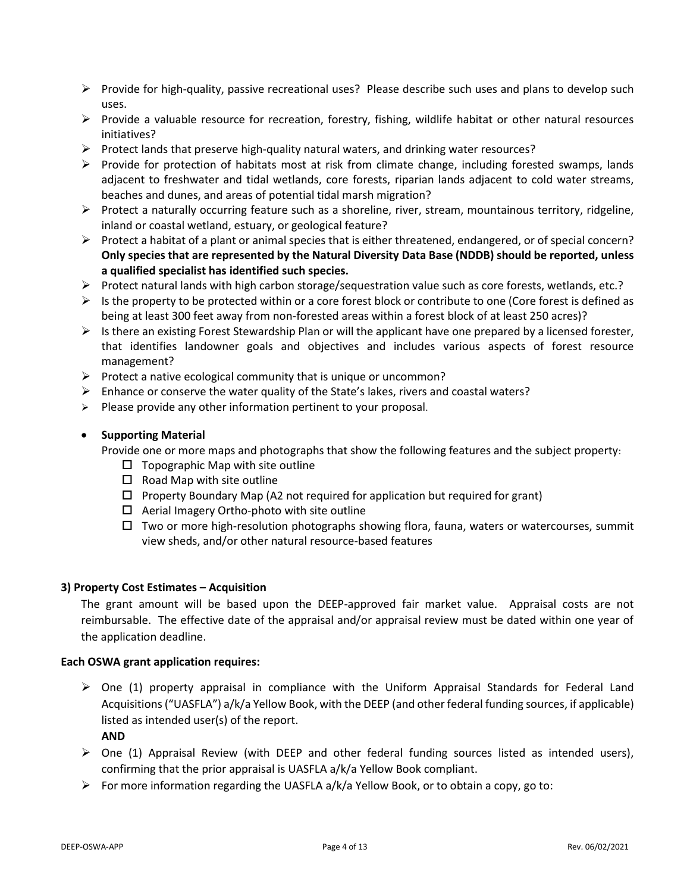- Provide for high-quality, passive recreational uses? Please describe such uses and plans to develop such uses.
- Provide a valuable resource for recreation, forestry, fishing, wildlife habitat or other natural resources initiatives?
- Protect lands that preserve high-quality natural waters, and drinking water resources?
- Provide for protection of habitats most at risk from climate change, including forested swamps, lands adjacent to freshwater and tidal wetlands, core forests, riparian lands adjacent to cold water streams, beaches and dunes, and areas of potential tidal marsh migration?
- Protect a naturally occurring feature such as a shoreline, river, stream, mountainous territory, ridgeline, inland or coastal wetland, estuary, or geological feature?
- Protect a habitat of a plant or animal species that is either threatened, endangered, or of special concern? **Only species that are represented by the Natural Diversity Data Base (NDDB) should be reported, unless a qualified specialist has identified such species.**
- Protect natural lands with high carbon storage/sequestration value such as core forests, wetlands, etc.?
- Is the property to be protected within or a core forest block or contribute to one (Core forest is defined as being at least 300 feet away from non-forested areas within a forest block of at least 250 acres)?
- Is there an existing Forest Stewardship Plan or will the applicant have one prepared by a licensed forester, that identifies landowner goals and objectives and includes various aspects of forest resource management?
- Protect a native ecological community that is unique or uncommon?
- Enhance or conserve the water quality of the State's lakes, rivers and coastal waters?
- Please provide any other information pertinent to your proposal.

- **Supporting Material**

  Provide one or more maps and photographs that show the following features and the subject property:

  - ☐ Topographic Map with site outline
  - ☐ Road Map with site outline
  - ☐ Property Boundary Map (A2 not required for application but required for grant)
  - ☐ Aerial Imagery Ortho-photo with site outline
  - ☐ Two or more high-resolution photographs showing flora, fauna, waters or watercourses, summit view sheds, and/or other natural resource-based features

### 3) Property Cost Estimates – Acquisition

The grant amount will be based upon the DEEP-approved fair market value. Appraisal costs are not reimbursable. The effective date of the appraisal and/or appraisal review must be dated within one year of the application deadline.

**Each OSWA grant application requires:**

- One (1) property appraisal in compliance with the Uniform Appraisal Standards for Federal Land Acquisitions ("UASFLA") a/k/a Yellow Book, with the DEEP (and other federal funding sources, if applicable) listed as intended user(s) of the report.

  **AND**
- One (1) Appraisal Review (with DEEP and other federal funding sources listed as intended users), confirming that the prior appraisal is UASFLA a/k/a Yellow Book compliant.
- For more information regarding the UASFLA a/k/a Yellow Book, or to obtain a copy, go to: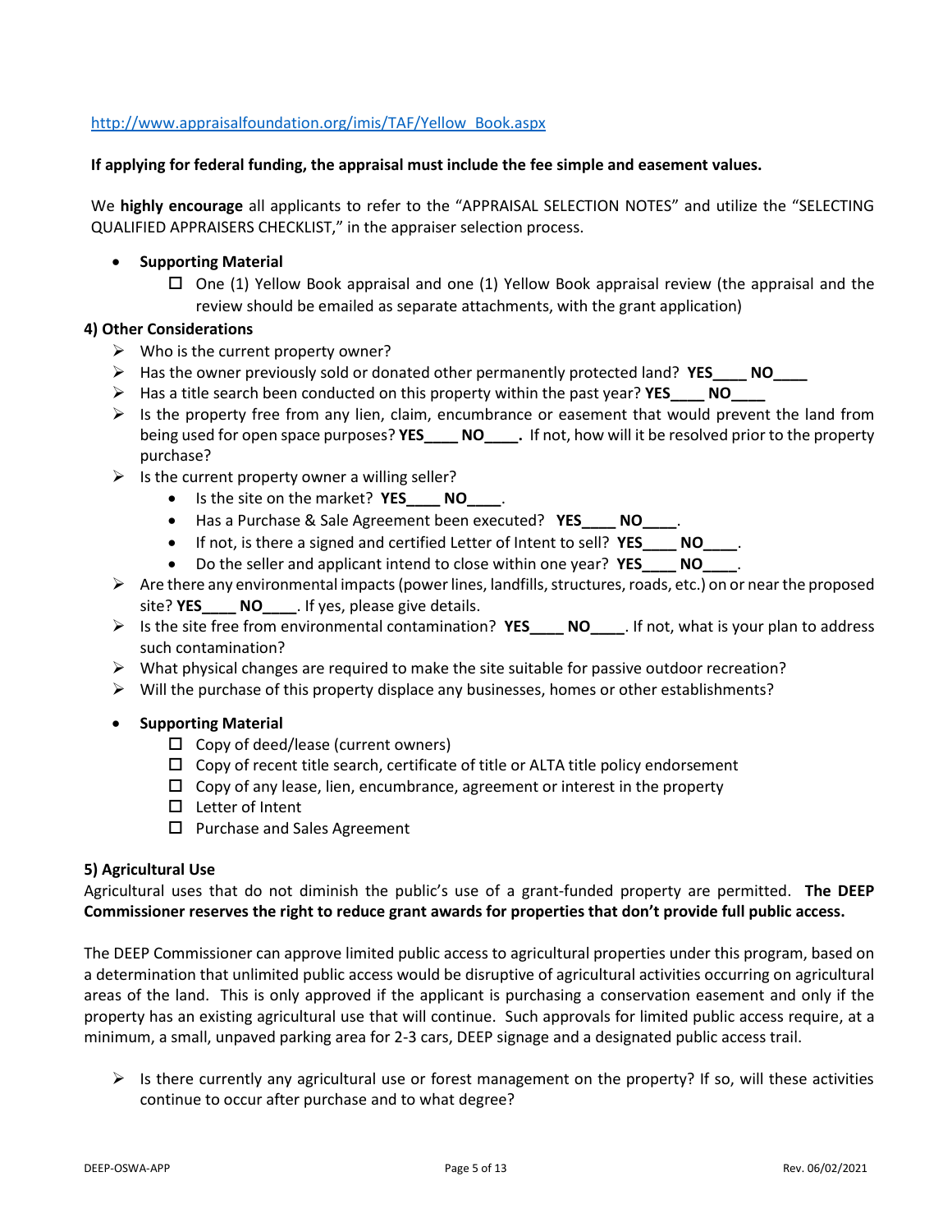http://www.appraisalfoundation.org/imis/TAF/Yellow_Book.aspx

**If applying for federal funding, the appraisal must include the fee simple and easement values.**

We **highly encourage** all applicants to refer to the "APPRAISAL SELECTION NOTES" and utilize the "SELECTING QUALIFIED APPRAISERS CHECKLIST," in the appraiser selection process.

- **Supporting Material**
  - ☐ One (1) Yellow Book appraisal and one (1) Yellow Book appraisal review (the appraisal and the review should be emailed as separate attachments, with the grant application)

**4) Other Considerations**

- Who is the current property owner?
- Has the owner previously sold or donated other permanently protected land? **YES____ NO____**
- Has a title search been conducted on this property within the past year? **YES____ NO____**
- Is the property free from any lien, claim, encumbrance or easement that would prevent the land from being used for open space purposes? **YES____ NO____.** If not, how will it be resolved prior to the property purchase?
- Is the current property owner a willing seller?
  - Is the site on the market? **YES____ NO____**.
  - Has a Purchase & Sale Agreement been executed? **YES____ NO____**.
  - If not, is there a signed and certified Letter of Intent to sell? **YES____ NO____**.
  - Do the seller and applicant intend to close within one year? **YES____ NO____**.
- Are there any environmental impacts (power lines, landfills, structures, roads, etc.) on or near the proposed site? **YES____ NO____**. If yes, please give details.
- Is the site free from environmental contamination? **YES____ NO____**. If not, what is your plan to address such contamination?
- What physical changes are required to make the site suitable for passive outdoor recreation?
- Will the purchase of this property displace any businesses, homes or other establishments?

- **Supporting Material**
  - ☐ Copy of deed/lease (current owners)
  - ☐ Copy of recent title search, certificate of title or ALTA title policy endorsement
  - ☐ Copy of any lease, lien, encumbrance, agreement or interest in the property
  - ☐ Letter of Intent
  - ☐ Purchase and Sales Agreement

**5) Agricultural Use**

Agricultural uses that do not diminish the public's use of a grant-funded property are permitted. **The DEEP Commissioner reserves the right to reduce grant awards for properties that don't provide full public access.**

The DEEP Commissioner can approve limited public access to agricultural properties under this program, based on a determination that unlimited public access would be disruptive of agricultural activities occurring on agricultural areas of the land. This is only approved if the applicant is purchasing a conservation easement and only if the property has an existing agricultural use that will continue. Such approvals for limited public access require, at a minimum, a small, unpaved parking area for 2-3 cars, DEEP signage and a designated public access trail.

- Is there currently any agricultural use or forest management on the property? If so, will these activities continue to occur after purchase and to what degree?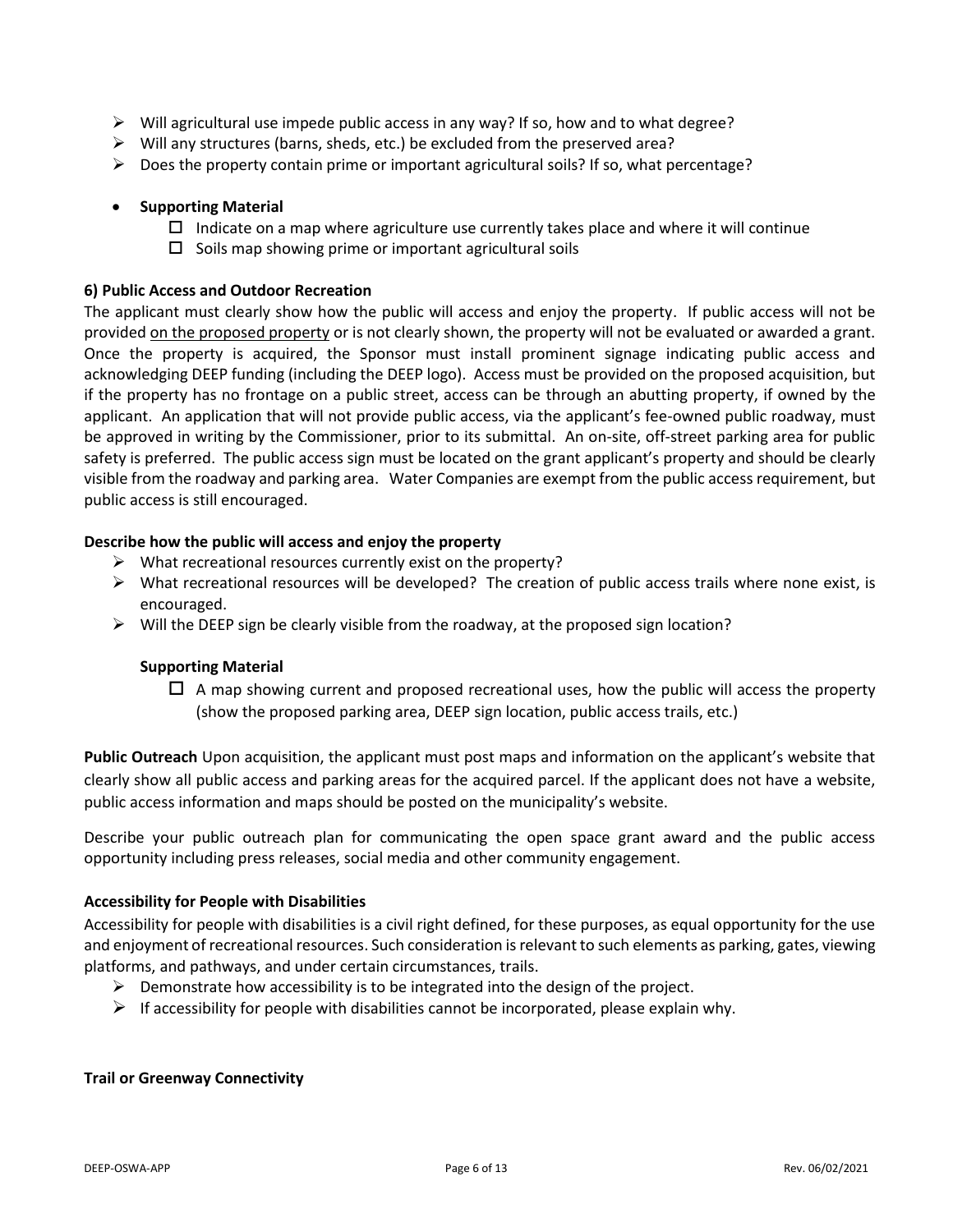- Will agricultural use impede public access in any way? If so, how and to what degree?
- Will any structures (barns, sheds, etc.) be excluded from the preserved area?
- Does the property contain prime or important agricultural soils? If so, what percentage?

- **Supporting Material**
  - ☐ Indicate on a map where agriculture use currently takes place and where it will continue
  - ☐ Soils map showing prime or important agricultural soils

**6) Public Access and Outdoor Recreation**

The applicant must clearly show how the public will access and enjoy the property. If public access will not be provided <u>on the proposed property</u> or is not clearly shown, the property will not be evaluated or awarded a grant. Once the property is acquired, the Sponsor must install prominent signage indicating public access and acknowledging DEEP funding (including the DEEP logo). Access must be provided on the proposed acquisition, but if the property has no frontage on a public street, access can be through an abutting property, if owned by the applicant. An application that will not provide public access, via the applicant's fee-owned public roadway, must be approved in writing by the Commissioner, prior to its submittal. An on-site, off-street parking area for public safety is preferred. The public access sign must be located on the grant applicant's property and should be clearly visible from the roadway and parking area. Water Companies are exempt from the public access requirement, but public access is still encouraged.

**Describe how the public will access and enjoy the property**

- What recreational resources currently exist on the property?
- What recreational resources will be developed? The creation of public access trails where none exist, is encouraged.
- Will the DEEP sign be clearly visible from the roadway, at the proposed sign location?

**Supporting Material**

- ☐ A map showing current and proposed recreational uses, how the public will access the property (show the proposed parking area, DEEP sign location, public access trails, etc.)

**Public Outreach** Upon acquisition, the applicant must post maps and information on the applicant's website that clearly show all public access and parking areas for the acquired parcel. If the applicant does not have a website, public access information and maps should be posted on the municipality's website.

Describe your public outreach plan for communicating the open space grant award and the public access opportunity including press releases, social media and other community engagement.

**Accessibility for People with Disabilities**

Accessibility for people with disabilities is a civil right defined, for these purposes, as equal opportunity for the use and enjoyment of recreational resources. Such consideration is relevant to such elements as parking, gates, viewing platforms, and pathways, and under certain circumstances, trails.

- Demonstrate how accessibility is to be integrated into the design of the project.
- If accessibility for people with disabilities cannot be incorporated, please explain why.

**Trail or Greenway Connectivity**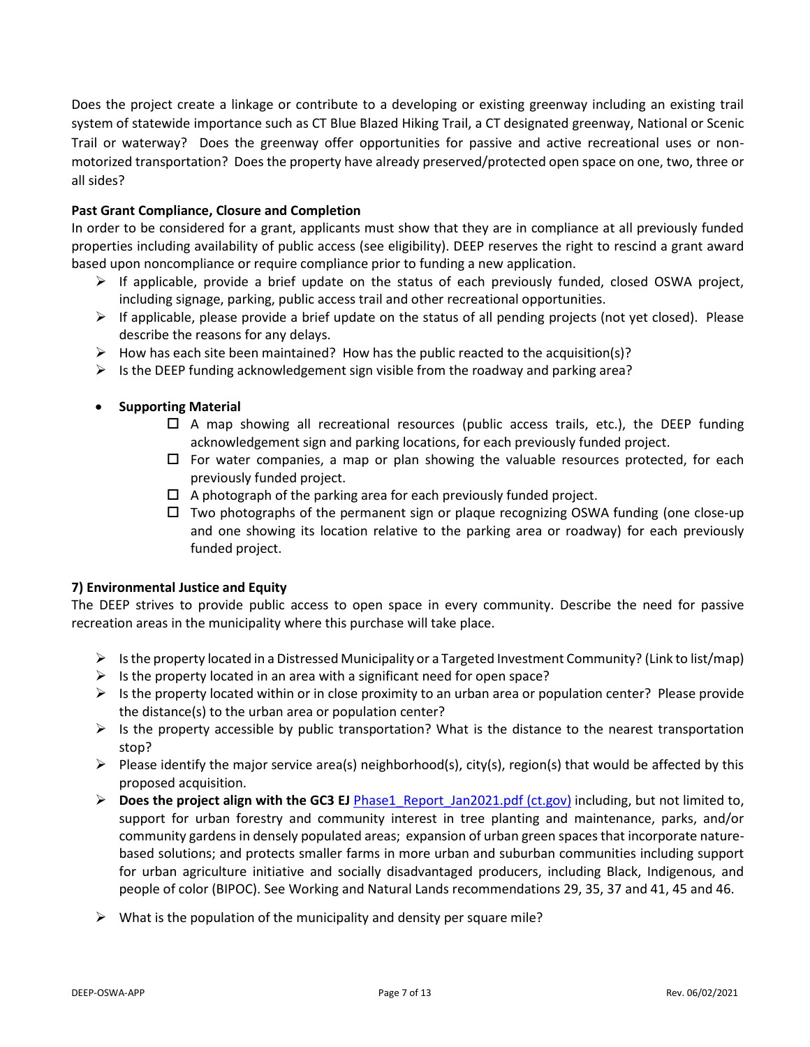Does the project create a linkage or contribute to a developing or existing greenway including an existing trail system of statewide importance such as CT Blue Blazed Hiking Trail, a CT designated greenway, National or Scenic Trail or waterway? Does the greenway offer opportunities for passive and active recreational uses or non-motorized transportation? Does the property have already preserved/protected open space on one, two, three or all sides?

**Past Grant Compliance, Closure and Completion**

In order to be considered for a grant, applicants must show that they are in compliance at all previously funded properties including availability of public access (see eligibility). DEEP reserves the right to rescind a grant award based upon noncompliance or require compliance prior to funding a new application.

- ➢ If applicable, provide a brief update on the status of each previously funded, closed OSWA project, including signage, parking, public access trail and other recreational opportunities.
- ➢ If applicable, please provide a brief update on the status of all pending projects (not yet closed). Please describe the reasons for any delays.
- ➢ How has each site been maintained? How has the public reacted to the acquisition(s)?
- ➢ Is the DEEP funding acknowledgement sign visible from the roadway and parking area?

- **Supporting Material**
  - ☐ A map showing all recreational resources (public access trails, etc.), the DEEP funding acknowledgement sign and parking locations, for each previously funded project.
  - ☐ For water companies, a map or plan showing the valuable resources protected, for each previously funded project.
  - ☐ A photograph of the parking area for each previously funded project.
  - ☐ Two photographs of the permanent sign or plaque recognizing OSWA funding (one close-up and one showing its location relative to the parking area or roadway) for each previously funded project.

**7) Environmental Justice and Equity**

The DEEP strives to provide public access to open space in every community. Describe the need for passive recreation areas in the municipality where this purchase will take place.

- ➢ Is the property located in a Distressed Municipality or a Targeted Investment Community? (Link to list/map)
- ➢ Is the property located in an area with a significant need for open space?
- ➢ Is the property located within or in close proximity to an urban area or population center? Please provide the distance(s) to the urban area or population center?
- ➢ Is the property accessible by public transportation? What is the distance to the nearest transportation stop?
- ➢ Please identify the major service area(s) neighborhood(s), city(s), region(s) that would be affected by this proposed acquisition.
- ➢ **Does the project align with the GC3 EJ** [Phase1_Report_Jan2021.pdf (ct.gov)] including, but not limited to, support for urban forestry and community interest in tree planting and maintenance, parks, and/or community gardens in densely populated areas; expansion of urban green spaces that incorporate nature-based solutions; and protects smaller farms in more urban and suburban communities including support for urban agriculture initiative and socially disadvantaged producers, including Black, Indigenous, and people of color (BIPOC). See Working and Natural Lands recommendations 29, 35, 37 and 41, 45 and 46.
- ➢ What is the population of the municipality and density per square mile?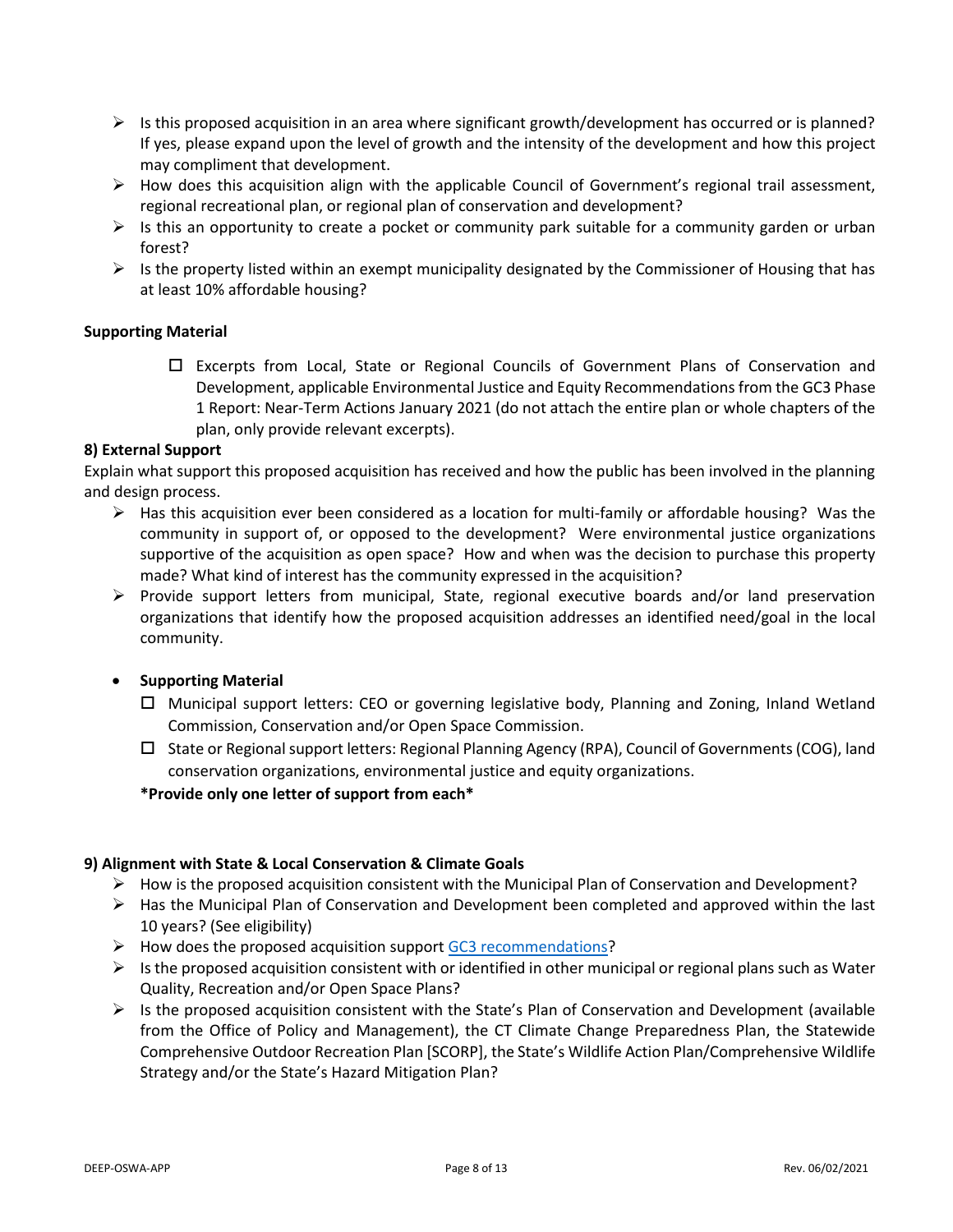- Is this proposed acquisition in an area where significant growth/development has occurred or is planned? If yes, please expand upon the level of growth and the intensity of the development and how this project may compliment that development.
- How does this acquisition align with the applicable Council of Government's regional trail assessment, regional recreational plan, or regional plan of conservation and development?
- Is this an opportunity to create a pocket or community park suitable for a community garden or urban forest?
- Is the property listed within an exempt municipality designated by the Commissioner of Housing that has at least 10% affordable housing?

**Supporting Material**

- ☐ Excerpts from Local, State or Regional Councils of Government Plans of Conservation and Development, applicable Environmental Justice and Equity Recommendations from the GC3 Phase 1 Report: Near-Term Actions January 2021 (do not attach the entire plan or whole chapters of the plan, only provide relevant excerpts).

**8) External Support**

Explain what support this proposed acquisition has received and how the public has been involved in the planning and design process.

- Has this acquisition ever been considered as a location for multi-family or affordable housing? Was the community in support of, or opposed to the development? Were environmental justice organizations supportive of the acquisition as open space? How and when was the decision to purchase this property made? What kind of interest has the community expressed in the acquisition?
- Provide support letters from municipal, State, regional executive boards and/or land preservation organizations that identify how the proposed acquisition addresses an identified need/goal in the local community.

- **Supporting Material**
  - ☐ Municipal support letters: CEO or governing legislative body, Planning and Zoning, Inland Wetland Commission, Conservation and/or Open Space Commission.
  - ☐ State or Regional support letters: Regional Planning Agency (RPA), Council of Governments (COG), land conservation organizations, environmental justice and equity organizations.

  **\*Provide only one letter of support from each\***

**9) Alignment with State & Local Conservation & Climate Goals**

- How is the proposed acquisition consistent with the Municipal Plan of Conservation and Development?
- Has the Municipal Plan of Conservation and Development been completed and approved within the last 10 years? (See eligibility)
- How does the proposed acquisition support GC3 recommendations?
- Is the proposed acquisition consistent with or identified in other municipal or regional plans such as Water Quality, Recreation and/or Open Space Plans?
- Is the proposed acquisition consistent with the State's Plan of Conservation and Development (available from the Office of Policy and Management), the CT Climate Change Preparedness Plan, the Statewide Comprehensive Outdoor Recreation Plan [SCORP], the State's Wildlife Action Plan/Comprehensive Wildlife Strategy and/or the State's Hazard Mitigation Plan?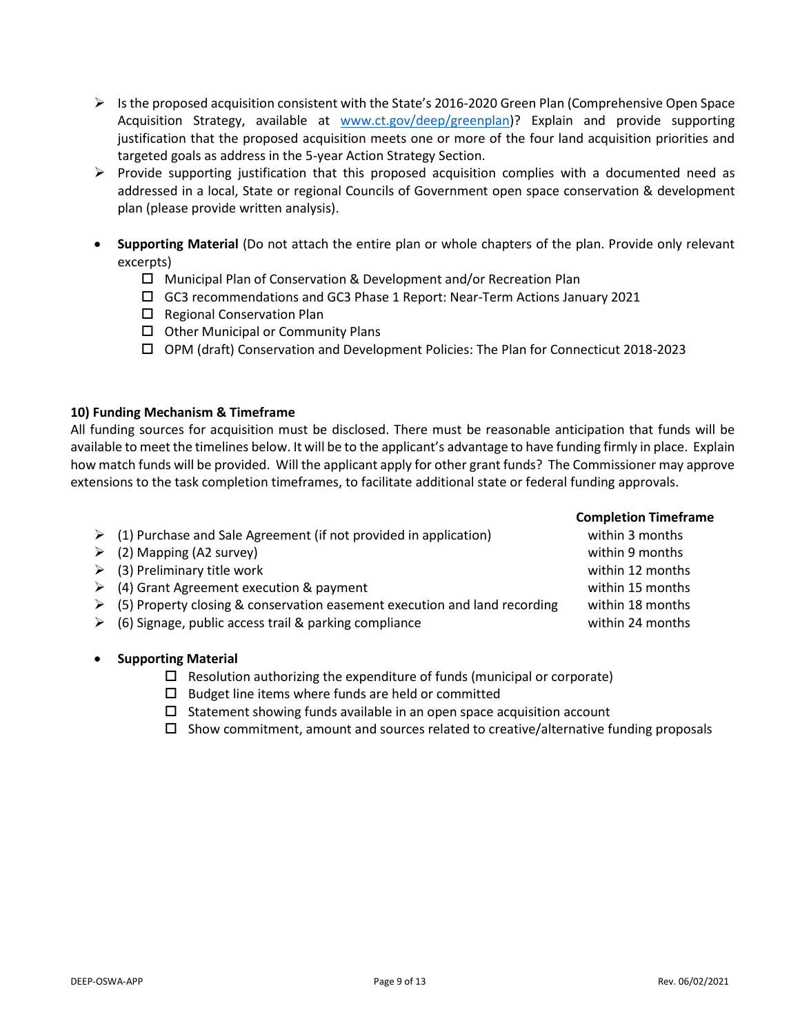- Is the proposed acquisition consistent with the State's 2016-2020 Green Plan (Comprehensive Open Space Acquisition Strategy, available at [www.ct.gov/deep/greenplan](http://www.ct.gov/deep/greenplan))? Explain and provide supporting justification that the proposed acquisition meets one or more of the four land acquisition priorities and targeted goals as address in the 5-year Action Strategy Section.
- Provide supporting justification that this proposed acquisition complies with a documented need as addressed in a local, State or regional Councils of Government open space conservation & development plan (please provide written analysis).

- **Supporting Material** (Do not attach the entire plan or whole chapters of the plan. Provide only relevant excerpts)
  - ☐ Municipal Plan of Conservation & Development and/or Recreation Plan
  - ☐ GC3 recommendations and GC3 Phase 1 Report: Near-Term Actions January 2021
  - ☐ Regional Conservation Plan
  - ☐ Other Municipal or Community Plans
  - ☐ OPM (draft) Conservation and Development Policies: The Plan for Connecticut 2018-2023

### 10) Funding Mechanism & Timeframe

All funding sources for acquisition must be disclosed. There must be reasonable anticipation that funds will be available to meet the timelines below. It will be to the applicant's advantage to have funding firmly in place. Explain how match funds will be provided. Will the applicant apply for other grant funds? The Commissioner may approve extensions to the task completion timeframes, to facilitate additional state or federal funding approvals.

| Task | Completion Timeframe |
|---|---|
| (1) Purchase and Sale Agreement (if not provided in application) | within 3 months |
| (2) Mapping (A2 survey) | within 9 months |
| (3) Preliminary title work | within 12 months |
| (4) Grant Agreement execution & payment | within 15 months |
| (5) Property closing & conservation easement execution and land recording | within 18 months |
| (6) Signage, public access trail & parking compliance | within 24 months |

- **Supporting Material**
  - ☐ Resolution authorizing the expenditure of funds (municipal or corporate)
  - ☐ Budget line items where funds are held or committed
  - ☐ Statement showing funds available in an open space acquisition account
  - ☐ Show commitment, amount and sources related to creative/alternative funding proposals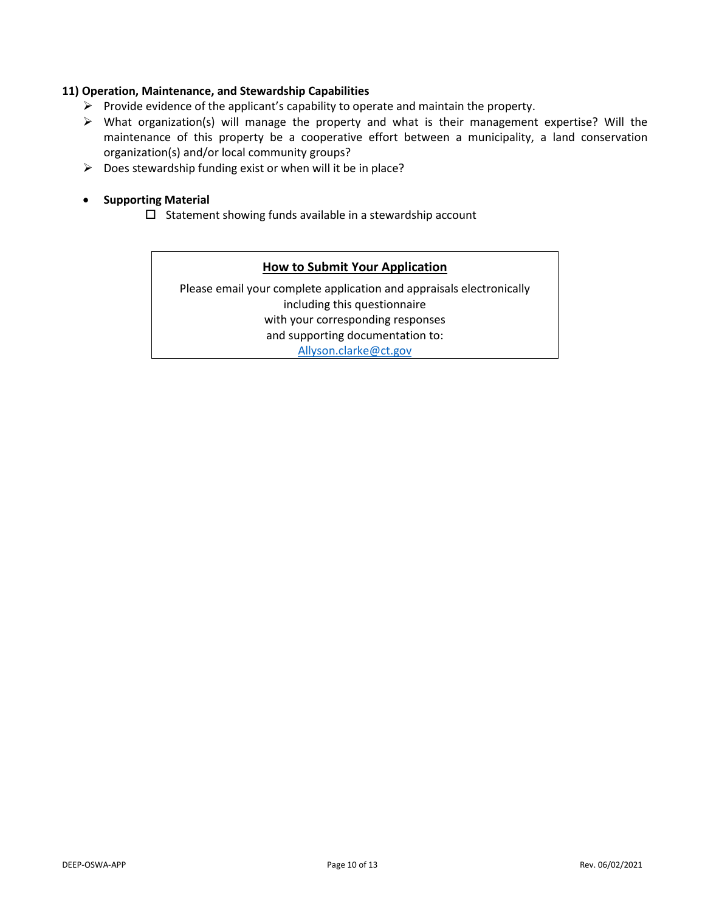### 11) Operation, Maintenance, and Stewardship Capabilities

- Provide evidence of the applicant's capability to operate and maintain the property.
- What organization(s) will manage the property and what is their management expertise? Will the maintenance of this property be a cooperative effort between a municipality, a land conservation organization(s) and/or local community groups?
- Does stewardship funding exist or when will it be in place?

- **Supporting Material**
  - ☐ Statement showing funds available in a stewardship account

**How to Submit Your Application**

Please email your complete application and appraisals electronically including this questionnaire with your corresponding responses and supporting documentation to:
[Allyson.clarke@ct.gov](mailto:Allyson.clarke@ct.gov)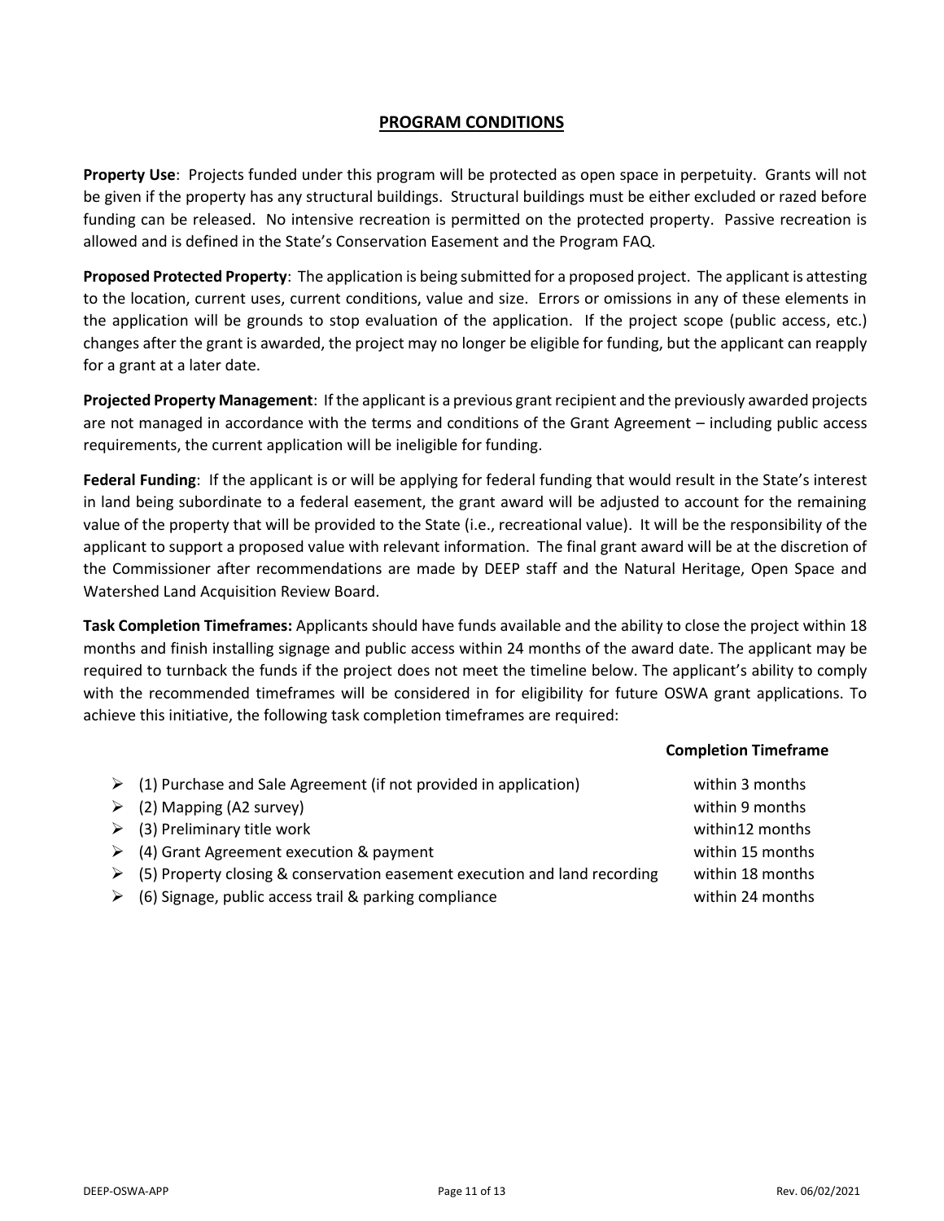## PROGRAM CONDITIONS

**Property Use**: Projects funded under this program will be protected as open space in perpetuity. Grants will not be given if the property has any structural buildings. Structural buildings must be either excluded or razed before funding can be released. No intensive recreation is permitted on the protected property. Passive recreation is allowed and is defined in the State's Conservation Easement and the Program FAQ.

**Proposed Protected Property**: The application is being submitted for a proposed project. The applicant is attesting to the location, current uses, current conditions, value and size. Errors or omissions in any of these elements in the application will be grounds to stop evaluation of the application. If the project scope (public access, etc.) changes after the grant is awarded, the project may no longer be eligible for funding, but the applicant can reapply for a grant at a later date.

**Projected Property Management**: If the applicant is a previous grant recipient and the previously awarded projects are not managed in accordance with the terms and conditions of the Grant Agreement – including public access requirements, the current application will be ineligible for funding.

**Federal Funding**: If the applicant is or will be applying for federal funding that would result in the State's interest in land being subordinate to a federal easement, the grant award will be adjusted to account for the remaining value of the property that will be provided to the State (i.e., recreational value). It will be the responsibility of the applicant to support a proposed value with relevant information. The final grant award will be at the discretion of the Commissioner after recommendations are made by DEEP staff and the Natural Heritage, Open Space and Watershed Land Acquisition Review Board.

**Task Completion Timeframes:** Applicants should have funds available and the ability to close the project within 18 months and finish installing signage and public access within 24 months of the award date. The applicant may be required to turnback the funds if the project does not meet the timeline below. The applicant's ability to comply with the recommended timeframes will be considered in for eligibility for future OSWA grant applications. To achieve this initiative, the following task completion timeframes are required:

| Task | Completion Timeframe |
|---|---|
| ➢ (1) Purchase and Sale Agreement (if not provided in application) | within 3 months |
| ➢ (2) Mapping (A2 survey) | within 9 months |
| ➢ (3) Preliminary title work | within12 months |
| ➢ (4) Grant Agreement execution & payment | within 15 months |
| ➢ (5) Property closing & conservation easement execution and land recording | within 18 months |
| ➢ (6) Signage, public access trail & parking compliance | within 24 months |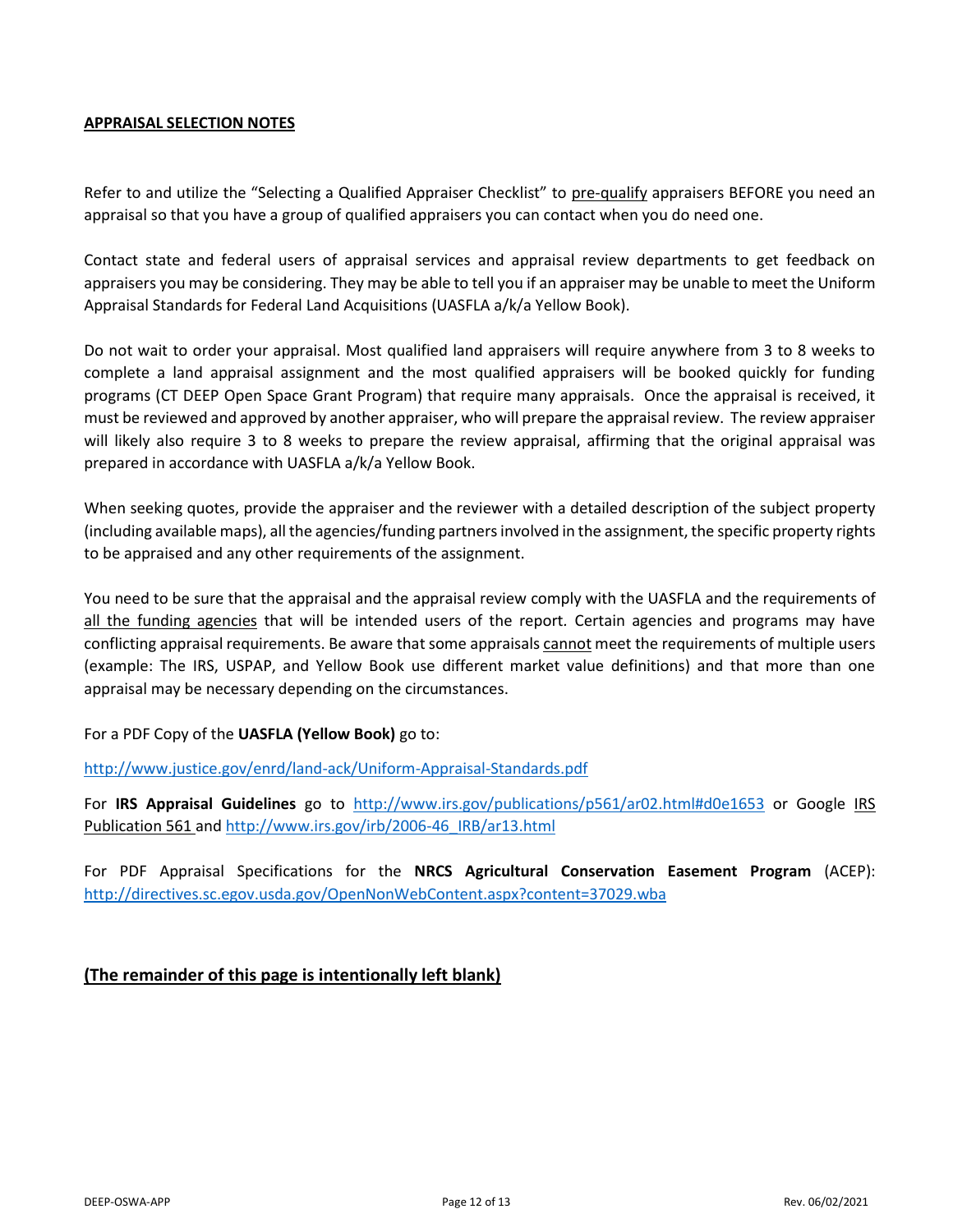**APPRAISAL SELECTION NOTES**

Refer to and utilize the "Selecting a Qualified Appraiser Checklist" to pre-qualify appraisers BEFORE you need an appraisal so that you have a group of qualified appraisers you can contact when you do need one.

Contact state and federal users of appraisal services and appraisal review departments to get feedback on appraisers you may be considering. They may be able to tell you if an appraiser may be unable to meet the Uniform Appraisal Standards for Federal Land Acquisitions (UASFLA a/k/a Yellow Book).

Do not wait to order your appraisal. Most qualified land appraisers will require anywhere from 3 to 8 weeks to complete a land appraisal assignment and the most qualified appraisers will be booked quickly for funding programs (CT DEEP Open Space Grant Program) that require many appraisals. Once the appraisal is received, it must be reviewed and approved by another appraiser, who will prepare the appraisal review. The review appraiser will likely also require 3 to 8 weeks to prepare the review appraisal, affirming that the original appraisal was prepared in accordance with UASFLA a/k/a Yellow Book.

When seeking quotes, provide the appraiser and the reviewer with a detailed description of the subject property (including available maps), all the agencies/funding partners involved in the assignment, the specific property rights to be appraised and any other requirements of the assignment.

You need to be sure that the appraisal and the appraisal review comply with the UASFLA and the requirements of all the funding agencies that will be intended users of the report. Certain agencies and programs may have conflicting appraisal requirements. Be aware that some appraisals cannot meet the requirements of multiple users (example: The IRS, USPAP, and Yellow Book use different market value definitions) and that more than one appraisal may be necessary depending on the circumstances.

For a PDF Copy of the **UASFLA (Yellow Book)** go to:

http://www.justice.gov/enrd/land-ack/Uniform-Appraisal-Standards.pdf

For **IRS Appraisal Guidelines** go to http://www.irs.gov/publications/p561/ar02.html#d0e1653 or Google IRS Publication 561 and http://www.irs.gov/irb/2006-46_IRB/ar13.html

For PDF Appraisal Specifications for the **NRCS Agricultural Conservation Easement Program** (ACEP): http://directives.sc.egov.usda.gov/OpenNonWebContent.aspx?content=37029.wba

**(The remainder of this page is intentionally left blank)**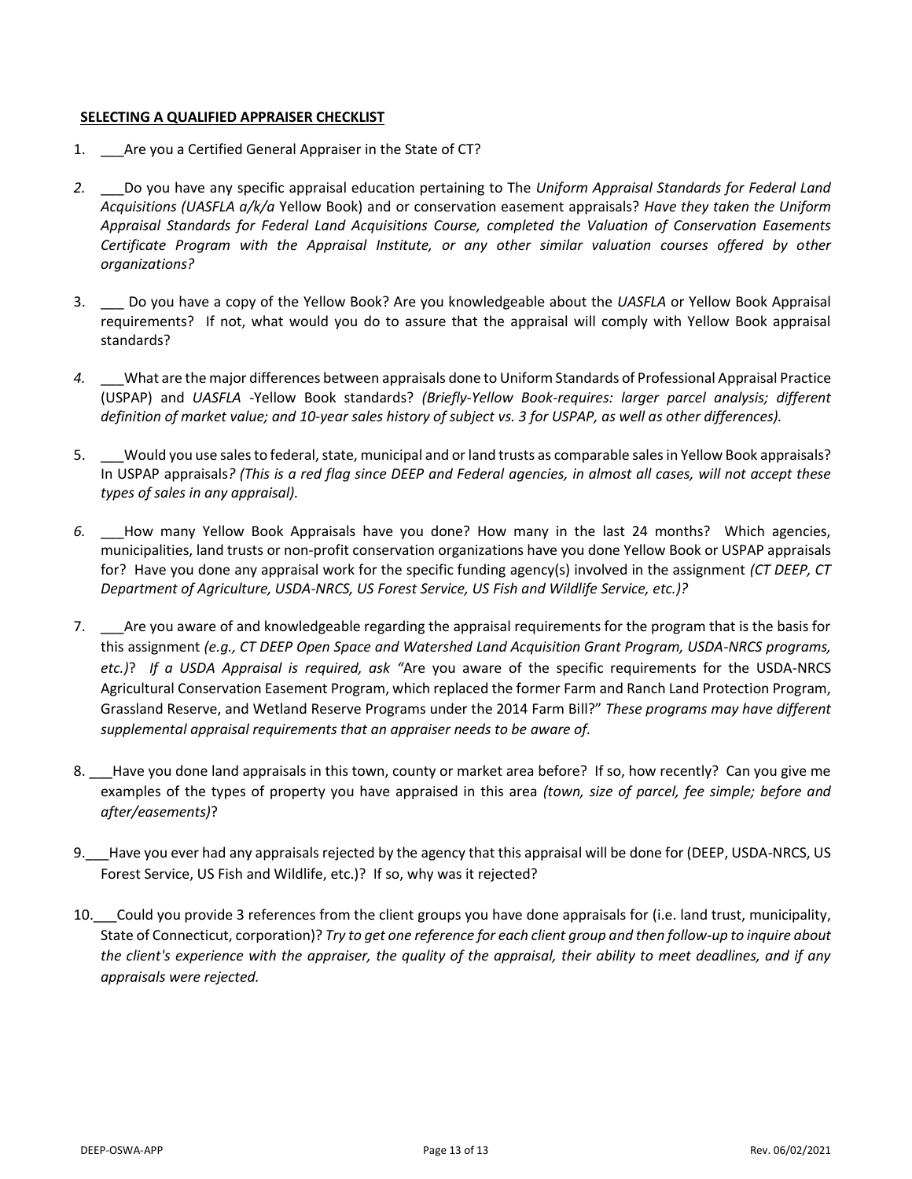**SELECTING A QUALIFIED APPRAISER CHECKLIST**

1. ___Are you a Certified General Appraiser in the State of CT?

2. ___Do you have any specific appraisal education pertaining to The *Uniform Appraisal Standards for Federal Land Acquisitions (UASFLA a/k/a* Yellow Book) and or conservation easement appraisals? *Have they taken the Uniform Appraisal Standards for Federal Land Acquisitions Course, completed the Valuation of Conservation Easements Certificate Program with the Appraisal Institute, or any other similar valuation courses offered by other organizations?*

3. ___ Do you have a copy of the Yellow Book? Are you knowledgeable about the *UASFLA* or Yellow Book Appraisal requirements? If not, what would you do to assure that the appraisal will comply with Yellow Book appraisal standards?

4. ___What are the major differences between appraisals done to Uniform Standards of Professional Appraisal Practice (USPAP) and *UASFLA* -Yellow Book standards? *(Briefly-Yellow Book-requires: larger parcel analysis; different definition of market value; and 10-year sales history of subject vs. 3 for USPAP, as well as other differences).*

5. ___Would you use sales to federal, state, municipal and or land trusts as comparable sales in Yellow Book appraisals? In USPAP appraisals*? (This is a red flag since DEEP and Federal agencies, in almost all cases, will not accept these types of sales in any appraisal).*

6. ___How many Yellow Book Appraisals have you done? How many in the last 24 months? Which agencies, municipalities, land trusts or non-profit conservation organizations have you done Yellow Book or USPAP appraisals for? Have you done any appraisal work for the specific funding agency(s) involved in the assignment *(CT DEEP, CT Department of Agriculture, USDA-NRCS, US Forest Service, US Fish and Wildlife Service, etc.)?*

7. ___Are you aware of and knowledgeable regarding the appraisal requirements for the program that is the basis for this assignment *(e.g., CT DEEP Open Space and Watershed Land Acquisition Grant Program, USDA-NRCS programs, etc.)*? *If a USDA Appraisal is required, ask "*Are you aware of the specific requirements for the USDA-NRCS Agricultural Conservation Easement Program, which replaced the former Farm and Ranch Land Protection Program, Grassland Reserve, and Wetland Reserve Programs under the 2014 Farm Bill?" *These programs may have different supplemental appraisal requirements that an appraiser needs to be aware of.*

8. ___Have you done land appraisals in this town, county or market area before? If so, how recently? Can you give me examples of the types of property you have appraised in this area *(town, size of parcel, fee simple; before and after/easements)*?

9. ___Have you ever had any appraisals rejected by the agency that this appraisal will be done for (DEEP, USDA-NRCS, US Forest Service, US Fish and Wildlife, etc.)? If so, why was it rejected?

10. ___Could you provide 3 references from the client groups you have done appraisals for (i.e. land trust, municipality, State of Connecticut, corporation)? *Try to get one reference for each client group and then follow-up to inquire about the client's experience with the appraiser, the quality of the appraisal, their ability to meet deadlines, and if any appraisals were rejected.*